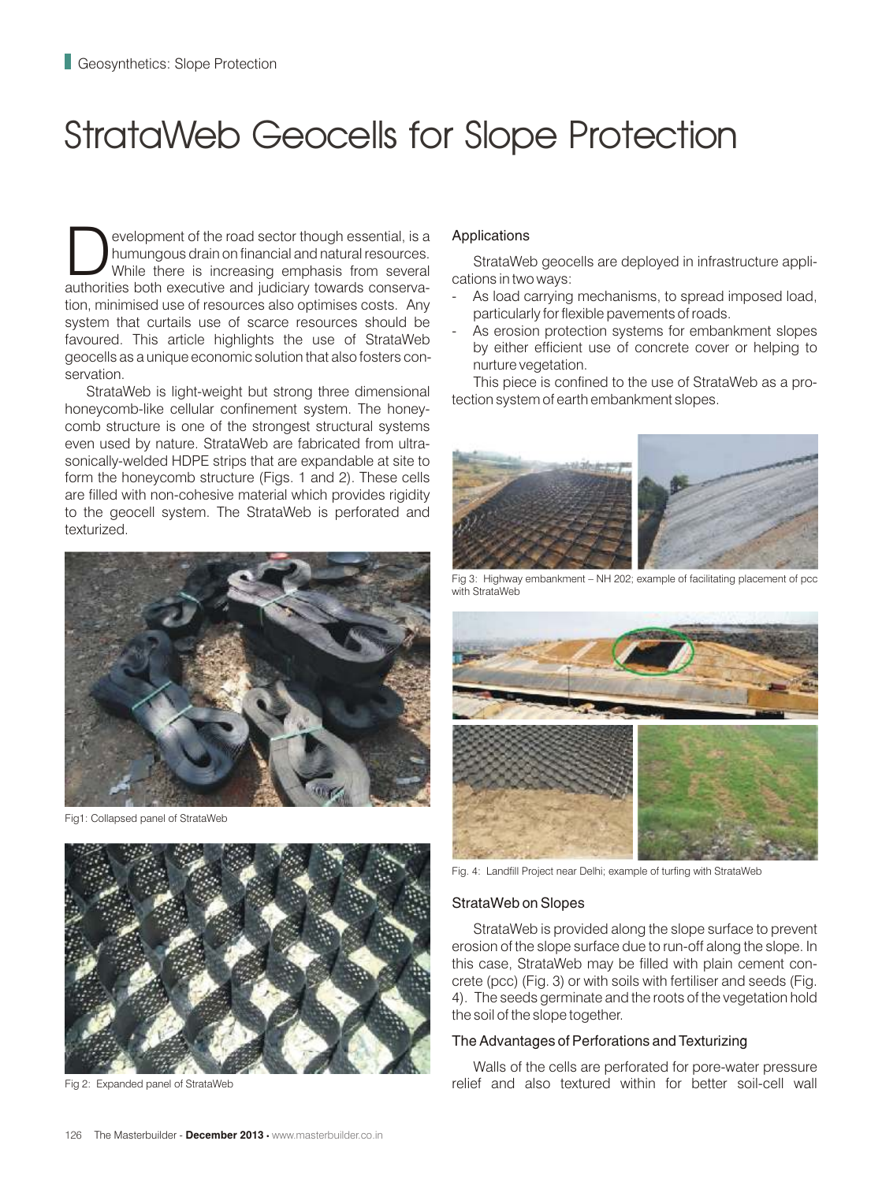# StrataWeb Geocells for Slope Protection

Development of the road sector though essential, is a humungous drain on financial and natural resources. While there is increasing emphasis from several authorities both executive and judiciary towards conservation, minimised use of resources also optimises costs. Any system that curtails use of scarce resources should be favoured. This article highlights the use of StrataWeb geocells as a unique economic solution that also fosters conservation.

StrataWeb is light-weight but strong three dimensional honeycomb-like cellular confinement system. The honeycomb structure is one of the strongest structural systems even used by nature. StrataWeb are fabricated from ultrasonically-welded HDPE strips that are expandable at site to form the honeycomb structure (Figs. 1 and 2). These cells are filled with non-cohesive material which provides rigidity to the geocell system. The StrataWeb is perforated and texturized.

Fig1: Collapsed panel of StrataWeb

Fig 2: Expanded panel of StrataWeb

## Applications

StrataWeb geocells are deployed in infrastructure applications in two ways:

- As load carrying mechanisms, to spread imposed load, particularly for flexible pavements of roads.
- As erosion protection systems for embankment slopes by either efficient use of concrete cover or helping to nurture vegetation.

This piece is confined to the use of StrataWeb as a protection system of earth embankment slopes.

Fig 3: Highway embankment – NH 202; example of facilitating placement of pcc with StrataWeb

Fig. 4: Landfill Project near Delhi; example of turfing with StrataWeb

## StrataWeb on Slopes

StrataWeb is provided along the slope surface to prevent erosion of the slope surface due to run-off along the slope. In this case, StrataWeb may be filled with plain cement concrete (pcc) (Fig. 3) or with soils with fertiliser and seeds (Fig. 4). The seeds germinate and the roots of the vegetation hold the soil of the slope together.

## The Advantages of Perforations and Texturizing

Walls of the cells are perforated for pore-water pressure relief and also textured within for better soil-cell wall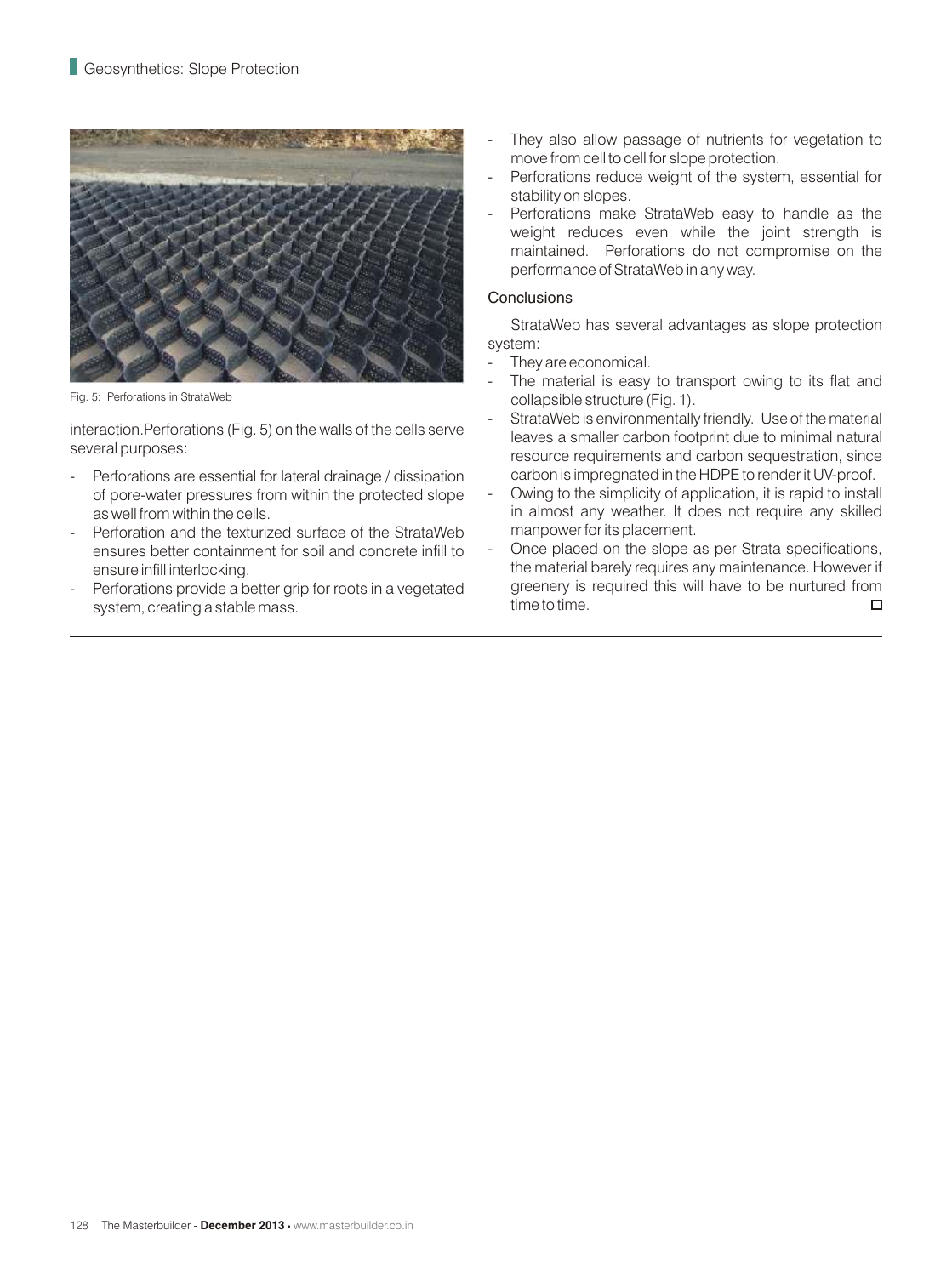Fig. 5: Perforations in StrataWeb

interaction.Perforations (Fig. 5) on the walls of the cells serve several purposes:

- Perforations are essential for lateral drainage / dissipation of pore-water pressures from within the protected slope as well from within the cells.
- Perforation and the texturized surface of the StrataWeb ensures better containment for soil and concrete infill to ensure infill interlocking.
- Perforations provide a better grip for roots in a vegetated system, creating a stable mass.
- They also allow passage of nutrients for vegetation to move from cell to cell for slope protection.
- Perforations reduce weight of the system, essential for stability on slopes.
- Perforations make StrataWeb easy to handle as the weight reduces even while the joint strength is maintained. Perforations do not compromise on the performance of StrataWeb in any way.

### Conclusions

StrataWeb has several advantages as slope protection system:

- They are economical.
- The material is easy to transport owing to its flat and collapsible structure (Fig. 1).
- StrataWeb is environmentally friendly. Use of the material leaves a smaller carbon footprint due to minimal natural resource requirements and carbon sequestration, since carbon is impregnated in the HDPE to render it UV-proof.
- Owing to the simplicity of application, it is rapid to install in almost any weather. It does not require any skilled manpower for its placement.
- Once placed on the slope as per Strata specifications, the material barely requires any maintenance. However if greenery is required this will have to be nurtured from time to time.